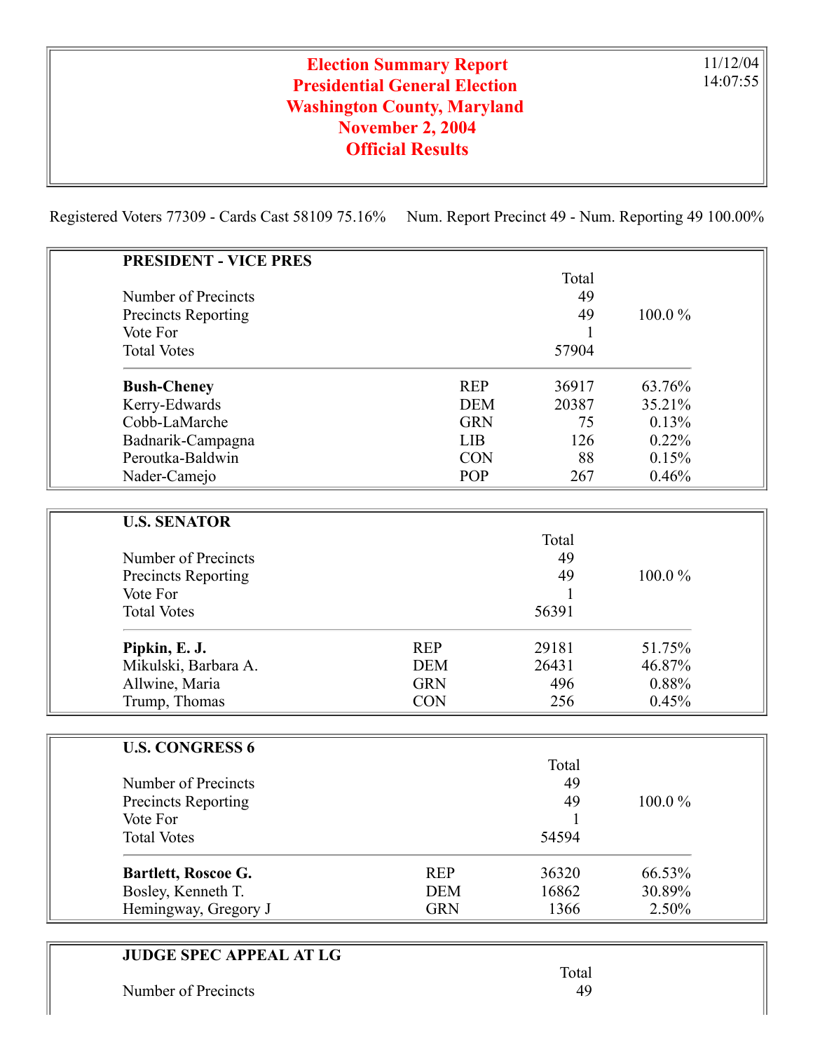# Election Summary Report
## Presidential General Election
## Washington County, Maryland
## November 2, 2004
## Official Results

11/12/04
14:07:55

Registered Voters 77309 - Cards Cast 58109 75.16%     Num. Report Precinct 49 - Num. Reporting 49 100.00%

### PRESIDENT - VICE PRES

| | | Total | |
|---|---|---|---|
| Number of Precincts | | 49 | |
| Precincts Reporting | | 49 | 100.0 % |
| Vote For | | 1 | |
| Total Votes | | 57904 | |
| **Bush-Cheney** | REP | 36917 | 63.76% |
| Kerry-Edwards | DEM | 20387 | 35.21% |
| Cobb-LaMarche | GRN | 75 | 0.13% |
| Badnarik-Campagna | LIB | 126 | 0.22% |
| Peroutka-Baldwin | CON | 88 | 0.15% |
| Nader-Camejo | POP | 267 | 0.46% |

### U.S. SENATOR

| | | Total | |
|---|---|---|---|
| Number of Precincts | | 49 | |
| Precincts Reporting | | 49 | 100.0 % |
| Vote For | | 1 | |
| Total Votes | | 56391 | |
| **Pipkin, E. J.** | REP | 29181 | 51.75% |
| Mikulski, Barbara A. | DEM | 26431 | 46.87% |
| Allwine, Maria | GRN | 496 | 0.88% |
| Trump, Thomas | CON | 256 | 0.45% |

### U.S. CONGRESS 6

| | | Total | |
|---|---|---|---|
| Number of Precincts | | 49 | |
| Precincts Reporting | | 49 | 100.0 % |
| Vote For | | 1 | |
| Total Votes | | 54594 | |
| **Bartlett, Roscoe G.** | REP | 36320 | 66.53% |
| Bosley, Kenneth T. | DEM | 16862 | 30.89% |
| Hemingway, Gregory J | GRN | 1366 | 2.50% |

### JUDGE SPEC APPEAL AT LG

| | | Total | |
|---|---|---|---|
| Number of Precincts | | 49 | |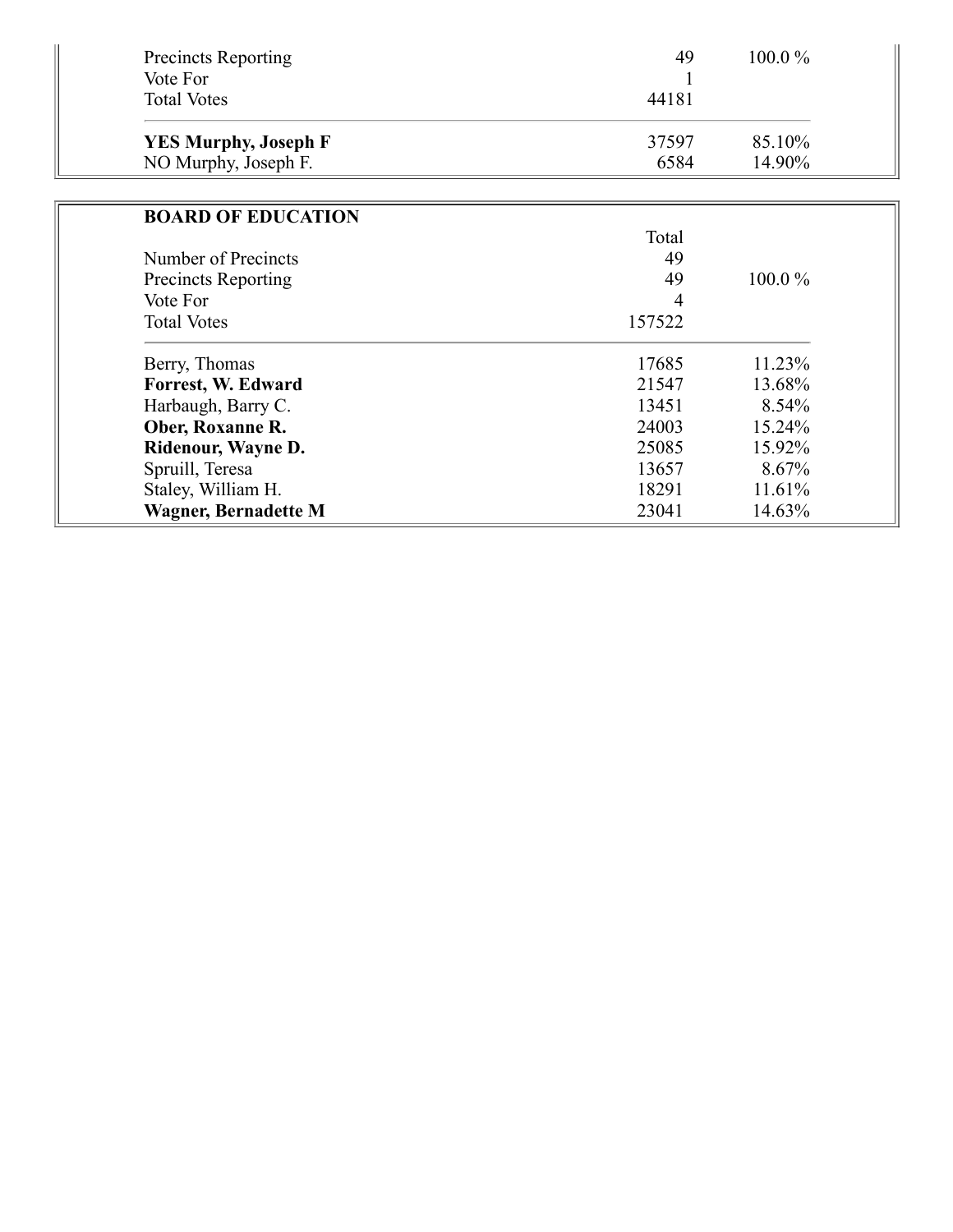| | | |
|---|---|---|
| Precincts Reporting | 49 | 100.0 % |
| Vote For | 1 | |
| Total Votes | 44181 | |
| **YES Murphy, Joseph F** | 37597 | 85.10% |
| NO Murphy, Joseph F. | 6584 | 14.90% |

**BOARD OF EDUCATION**

| | Total | |
|---|---|---|
| Number of Precincts | 49 | |
| Precincts Reporting | 49 | 100.0 % |
| Vote For | 4 | |
| Total Votes | 157522 | |
| Berry, Thomas | 17685 | 11.23% |
| **Forrest, W. Edward** | 21547 | 13.68% |
| Harbaugh, Barry C. | 13451 | 8.54% |
| **Ober, Roxanne R.** | 24003 | 15.24% |
| **Ridenour, Wayne D.** | 25085 | 15.92% |
| Spruill, Teresa | 13657 | 8.67% |
| Staley, William H. | 18291 | 11.61% |
| **Wagner, Bernadette M** | 23041 | 14.63% |